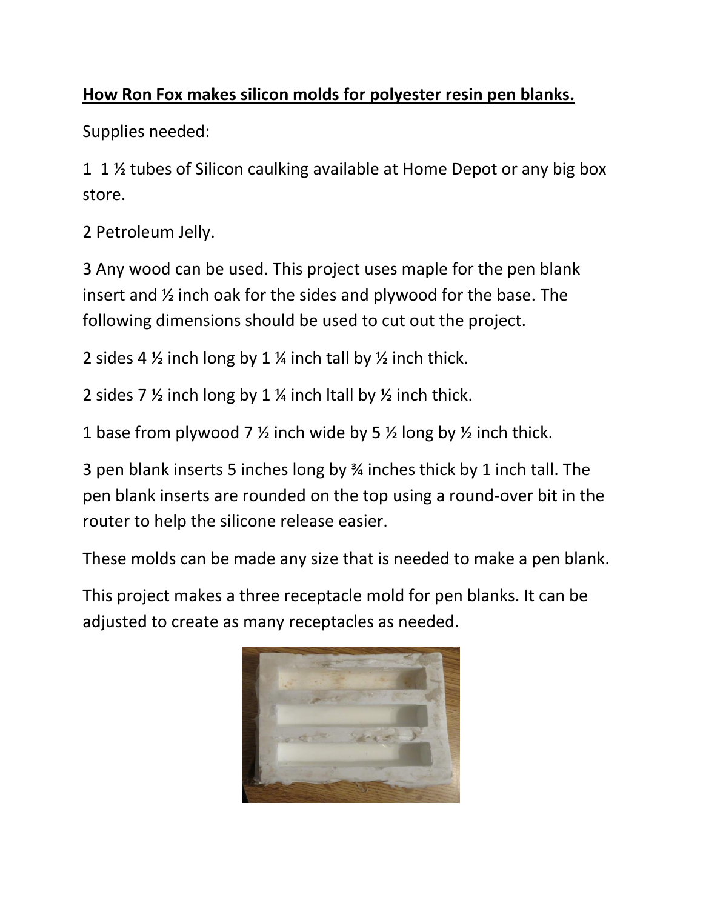**How Ron Fox makes silicon molds for polyester resin pen blanks.**

Supplies needed:

1 1 ½ tubes of Silicon caulking available at Home Depot or any big box store.

2 Petroleum Jelly.

3 Any wood can be used. This project uses maple for the pen blank insert and ½ inch oak for the sides and plywood for the base. The following dimensions should be used to cut out the project.

2 sides 4 ½ inch long by 1 ¼ inch tall by ½ inch thick.

2 sides 7 ½ inch long by 1 ¼ inch ltall by ½ inch thick.

1 base from plywood 7 ½ inch wide by 5 ½ long by ½ inch thick.

3 pen blank inserts 5 inches long by ¾ inches thick by 1 inch tall. The pen blank inserts are rounded on the top using a round-over bit in the router to help the silicone release easier.

These molds can be made any size that is needed to make a pen blank.

This project makes a three receptacle mold for pen blanks. It can be adjusted to create as many receptacles as needed.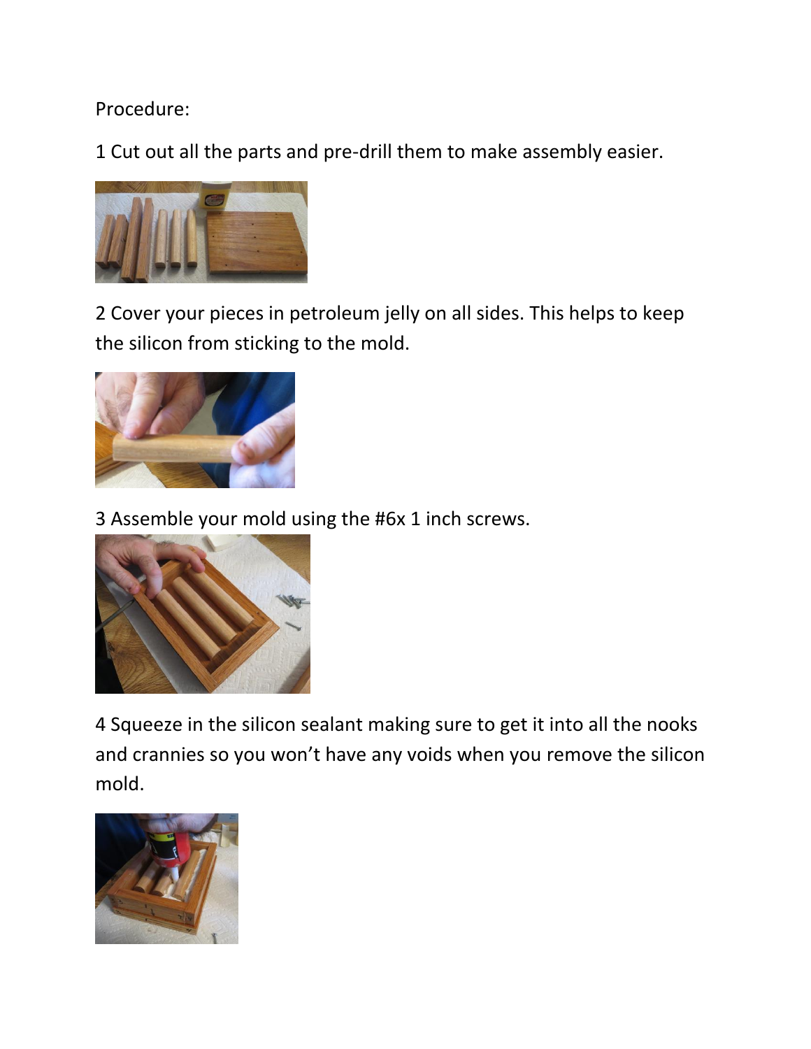Procedure:

1 Cut out all the parts and pre-drill them to make assembly easier.

2 Cover your pieces in petroleum jelly on all sides. This helps to keep the silicon from sticking to the mold.

3 Assemble your mold using the #6x 1 inch screws.

4 Squeeze in the silicon sealant making sure to get it into all the nooks and crannies so you won't have any voids when you remove the silicon mold.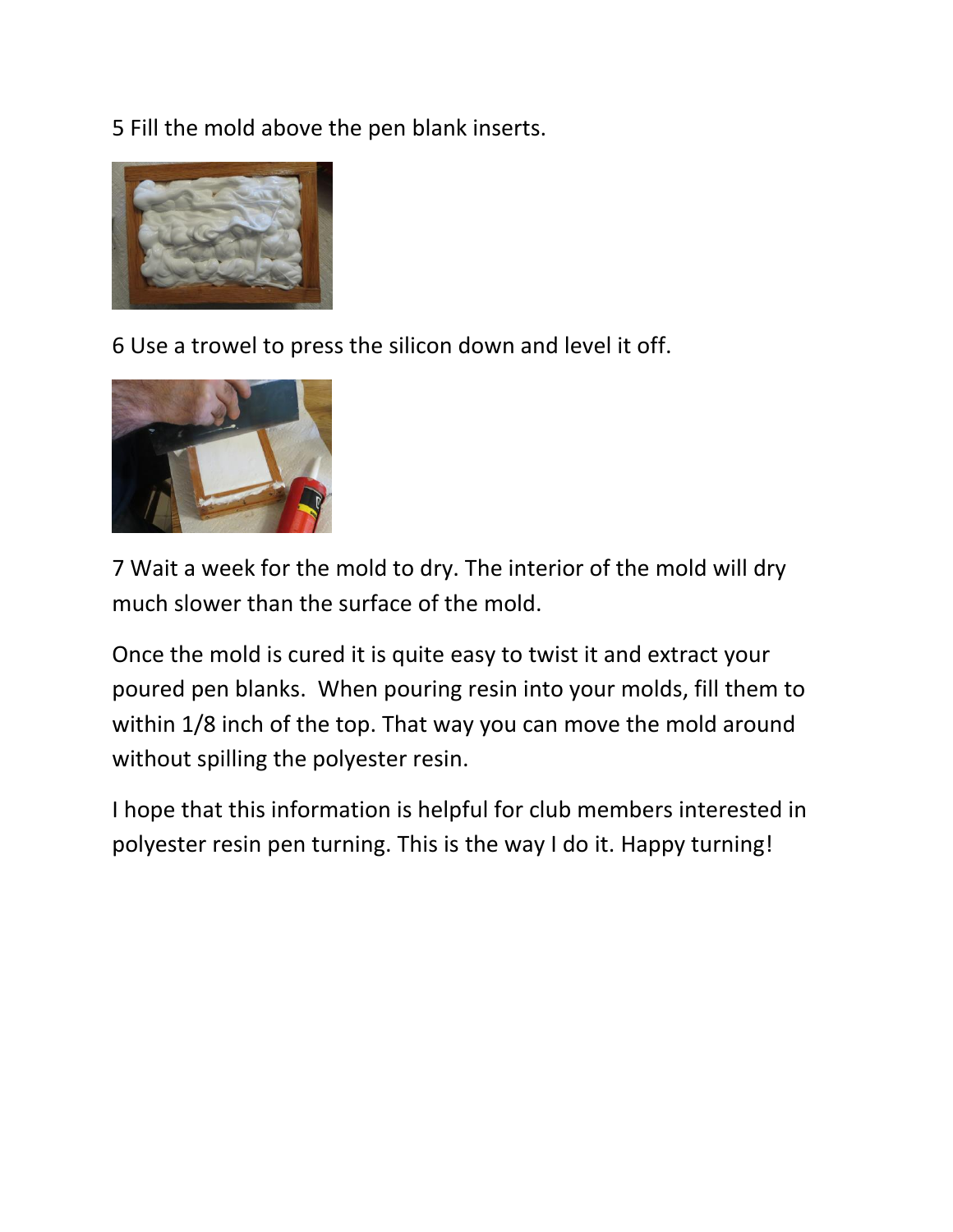5 Fill the mold above the pen blank inserts.

6 Use a trowel to press the silicon down and level it off.

7 Wait a week for the mold to dry. The interior of the mold will dry much slower than the surface of the mold.

Once the mold is cured it is quite easy to twist it and extract your poured pen blanks. When pouring resin into your molds, fill them to within 1/8 inch of the top. That way you can move the mold around without spilling the polyester resin.

I hope that this information is helpful for club members interested in polyester resin pen turning. This is the way I do it. Happy turning!